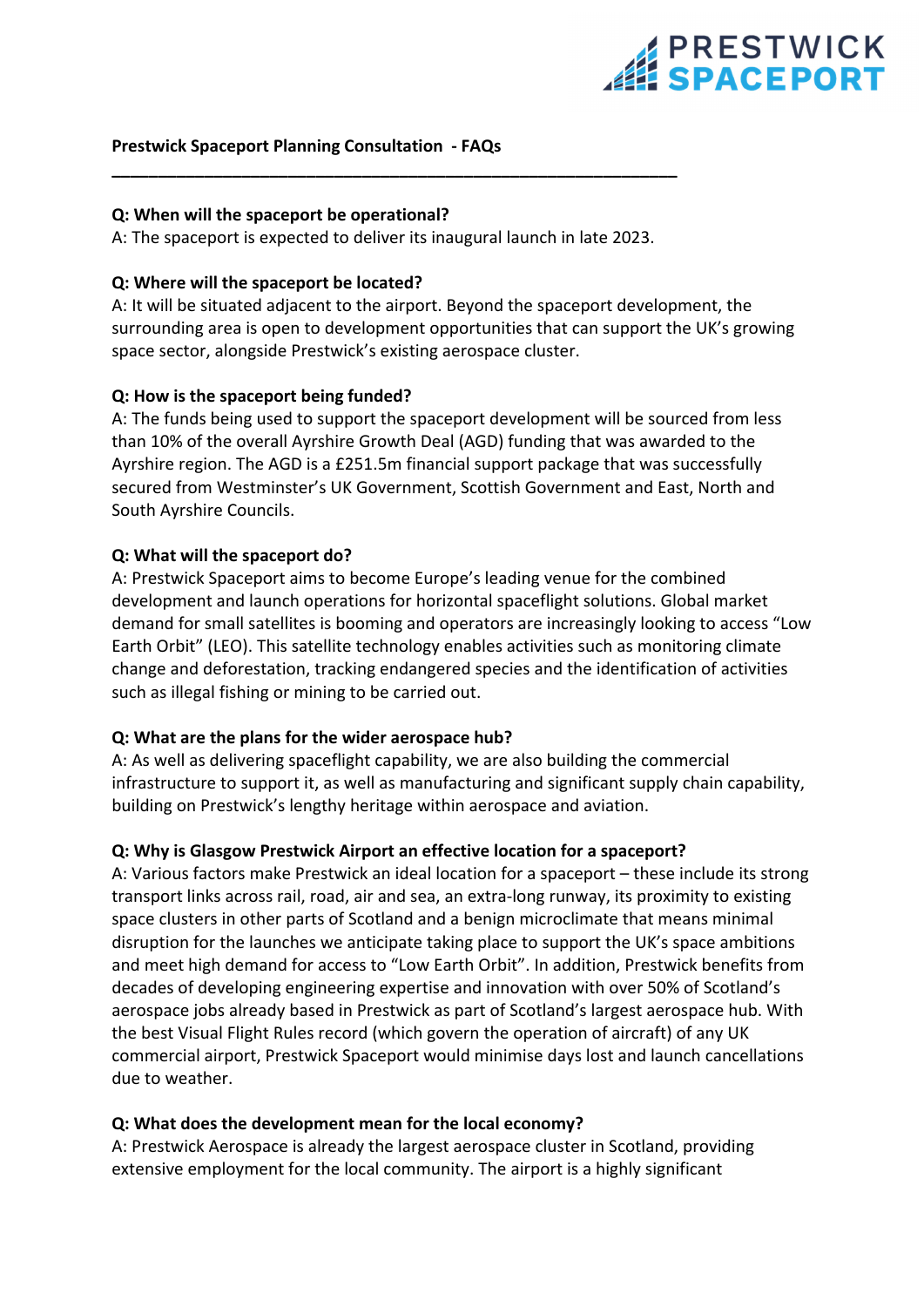PRESTWICK SPACEPORT

**Prestwick Spaceport Planning Consultation - FAQs**

---

**Q: When will the spaceport be operational?**
A: The spaceport is expected to deliver its inaugural launch in late 2023.

**Q: Where will the spaceport be located?**
A: It will be situated adjacent to the airport. Beyond the spaceport development, the surrounding area is open to development opportunities that can support the UK's growing space sector, alongside Prestwick's existing aerospace cluster.

**Q: How is the spaceport being funded?**
A: The funds being used to support the spaceport development will be sourced from less than 10% of the overall Ayrshire Growth Deal (AGD) funding that was awarded to the Ayrshire region. The AGD is a £251.5m financial support package that was successfully secured from Westminster's UK Government, Scottish Government and East, North and South Ayrshire Councils.

**Q: What will the spaceport do?**
A: Prestwick Spaceport aims to become Europe's leading venue for the combined development and launch operations for horizontal spaceflight solutions. Global market demand for small satellites is booming and operators are increasingly looking to access "Low Earth Orbit" (LEO). This satellite technology enables activities such as monitoring climate change and deforestation, tracking endangered species and the identification of activities such as illegal fishing or mining to be carried out.

**Q: What are the plans for the wider aerospace hub?**
A: As well as delivering spaceflight capability, we are also building the commercial infrastructure to support it, as well as manufacturing and significant supply chain capability, building on Prestwick's lengthy heritage within aerospace and aviation.

**Q: Why is Glasgow Prestwick Airport an effective location for a spaceport?**
A: Various factors make Prestwick an ideal location for a spaceport – these include its strong transport links across rail, road, air and sea, an extra-long runway, its proximity to existing space clusters in other parts of Scotland and a benign microclimate that means minimal disruption for the launches we anticipate taking place to support the UK's space ambitions and meet high demand for access to "Low Earth Orbit". In addition, Prestwick benefits from decades of developing engineering expertise and innovation with over 50% of Scotland's aerospace jobs already based in Prestwick as part of Scotland's largest aerospace hub. With the best Visual Flight Rules record (which govern the operation of aircraft) of any UK commercial airport, Prestwick Spaceport would minimise days lost and launch cancellations due to weather.

**Q: What does the development mean for the local economy?**
A: Prestwick Aerospace is already the largest aerospace cluster in Scotland, providing extensive employment for the local community. The airport is a highly significant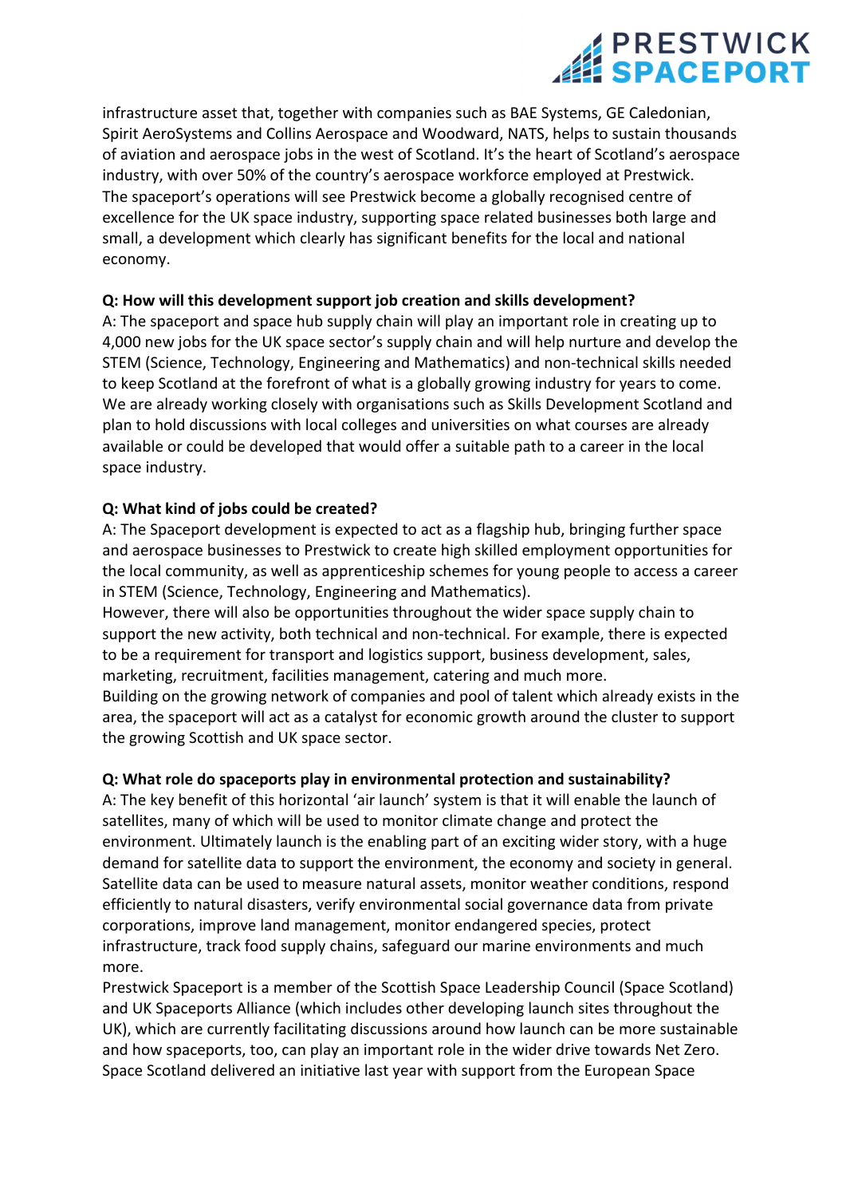infrastructure asset that, together with companies such as BAE Systems, GE Caledonian, Spirit AeroSystems and Collins Aerospace and Woodward, NATS, helps to sustain thousands of aviation and aerospace jobs in the west of Scotland. It's the heart of Scotland's aerospace industry, with over 50% of the country's aerospace workforce employed at Prestwick.
The spaceport's operations will see Prestwick become a globally recognised centre of excellence for the UK space industry, supporting space related businesses both large and small, a development which clearly has significant benefits for the local and national economy.

**Q: How will this development support job creation and skills development?**
A: The spaceport and space hub supply chain will play an important role in creating up to 4,000 new jobs for the UK space sector's supply chain and will help nurture and develop the STEM (Science, Technology, Engineering and Mathematics) and non-technical skills needed to keep Scotland at the forefront of what is a globally growing industry for years to come. We are already working closely with organisations such as Skills Development Scotland and plan to hold discussions with local colleges and universities on what courses are already available or could be developed that would offer a suitable path to a career in the local space industry.

**Q: What kind of jobs could be created?**
A: The Spaceport development is expected to act as a flagship hub, bringing further space and aerospace businesses to Prestwick to create high skilled employment opportunities for the local community, as well as apprenticeship schemes for young people to access a career in STEM (Science, Technology, Engineering and Mathematics).
However, there will also be opportunities throughout the wider space supply chain to support the new activity, both technical and non-technical. For example, there is expected to be a requirement for transport and logistics support, business development, sales, marketing, recruitment, facilities management, catering and much more.
Building on the growing network of companies and pool of talent which already exists in the area, the spaceport will act as a catalyst for economic growth around the cluster to support the growing Scottish and UK space sector.

**Q: What role do spaceports play in environmental protection and sustainability?**
A: The key benefit of this horizontal 'air launch' system is that it will enable the launch of satellites, many of which will be used to monitor climate change and protect the environment. Ultimately launch is the enabling part of an exciting wider story, with a huge demand for satellite data to support the environment, the economy and society in general. Satellite data can be used to measure natural assets, monitor weather conditions, respond efficiently to natural disasters, verify environmental social governance data from private corporations, improve land management, monitor endangered species, protect infrastructure, track food supply chains, safeguard our marine environments and much more.
Prestwick Spaceport is a member of the Scottish Space Leadership Council (Space Scotland) and UK Spaceports Alliance (which includes other developing launch sites throughout the UK), which are currently facilitating discussions around how launch can be more sustainable and how spaceports, too, can play an important role in the wider drive towards Net Zero. Space Scotland delivered an initiative last year with support from the European Space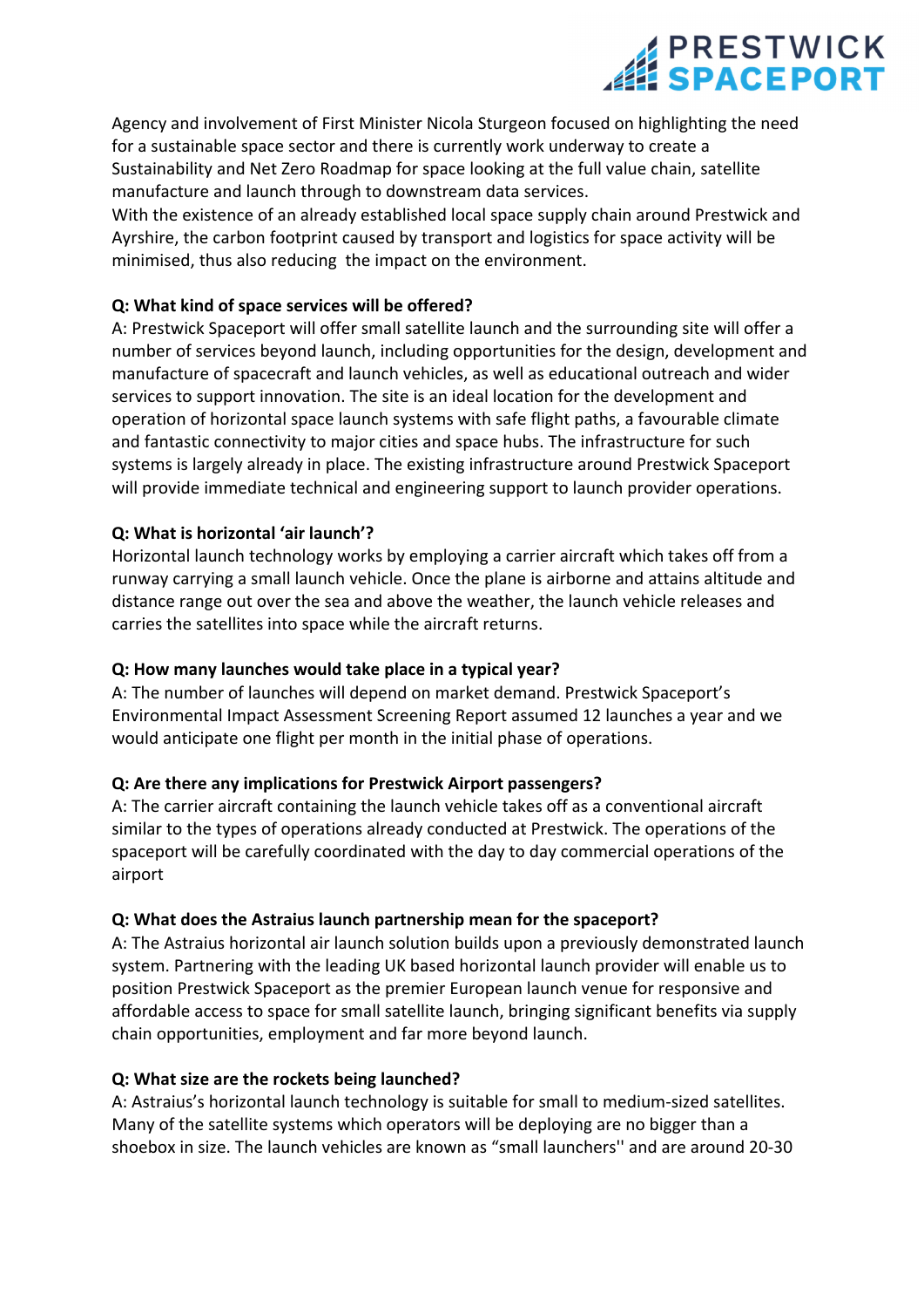Agency and involvement of First Minister Nicola Sturgeon focused on highlighting the need for a sustainable space sector and there is currently work underway to create a Sustainability and Net Zero Roadmap for space looking at the full value chain, satellite manufacture and launch through to downstream data services.
With the existence of an already established local space supply chain around Prestwick and Ayrshire, the carbon footprint caused by transport and logistics for space activity will be minimised, thus also reducing the impact on the environment.

**Q: What kind of space services will be offered?**
A: Prestwick Spaceport will offer small satellite launch and the surrounding site will offer a number of services beyond launch, including opportunities for the design, development and manufacture of spacecraft and launch vehicles, as well as educational outreach and wider services to support innovation. The site is an ideal location for the development and operation of horizontal space launch systems with safe flight paths, a favourable climate and fantastic connectivity to major cities and space hubs. The infrastructure for such systems is largely already in place. The existing infrastructure around Prestwick Spaceport will provide immediate technical and engineering support to launch provider operations.

**Q: What is horizontal 'air launch'?**
Horizontal launch technology works by employing a carrier aircraft which takes off from a runway carrying a small launch vehicle. Once the plane is airborne and attains altitude and distance range out over the sea and above the weather, the launch vehicle releases and carries the satellites into space while the aircraft returns.

**Q: How many launches would take place in a typical year?**
A: The number of launches will depend on market demand. Prestwick Spaceport's Environmental Impact Assessment Screening Report assumed 12 launches a year and we would anticipate one flight per month in the initial phase of operations.

**Q: Are there any implications for Prestwick Airport passengers?**
A: The carrier aircraft containing the launch vehicle takes off as a conventional aircraft similar to the types of operations already conducted at Prestwick. The operations of the spaceport will be carefully coordinated with the day to day commercial operations of the airport

**Q: What does the Astraius launch partnership mean for the spaceport?**
A: The Astraius horizontal air launch solution builds upon a previously demonstrated launch system. Partnering with the leading UK based horizontal launch provider will enable us to position Prestwick Spaceport as the premier European launch venue for responsive and affordable access to space for small satellite launch, bringing significant benefits via supply chain opportunities, employment and far more beyond launch.

**Q: What size are the rockets being launched?**
A: Astraius's horizontal launch technology is suitable for small to medium-sized satellites. Many of the satellite systems which operators will be deploying are no bigger than a shoebox in size. The launch vehicles are known as "small launchers'' and are around 20-30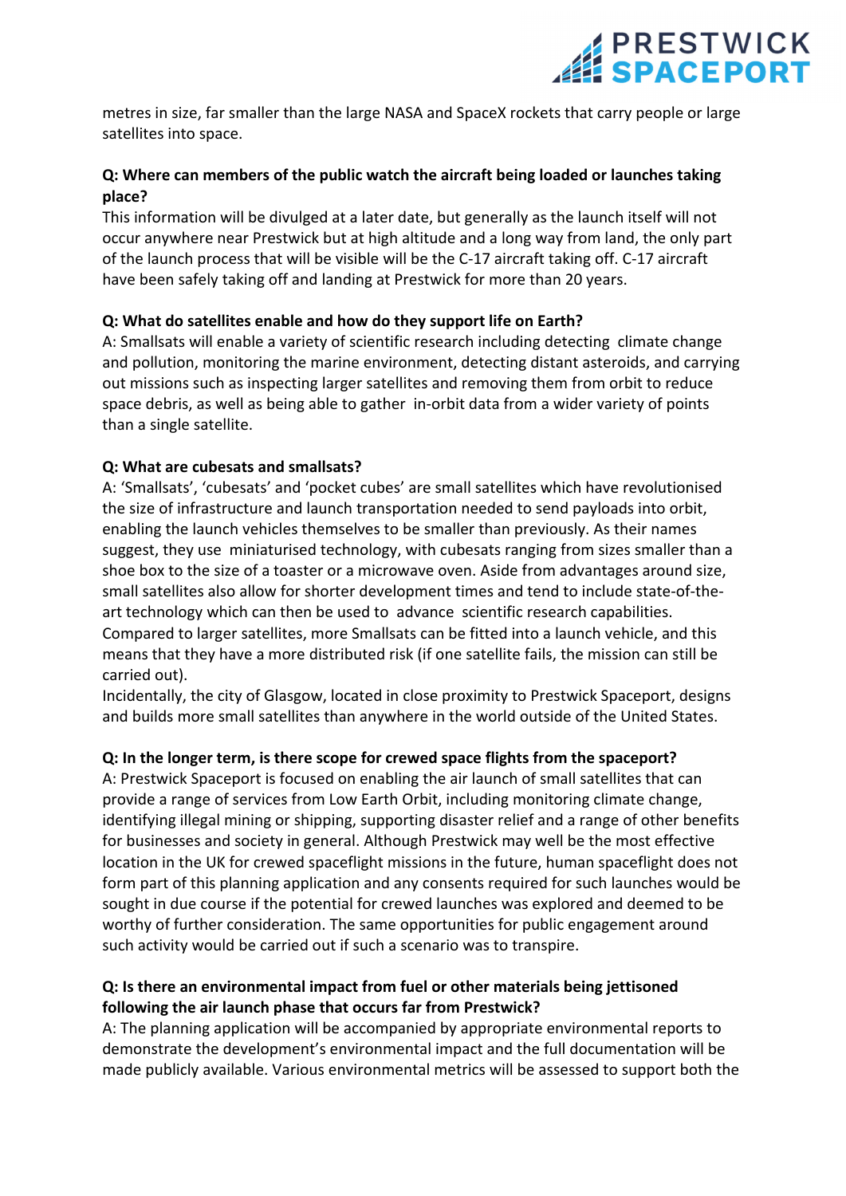metres in size, far smaller than the large NASA and SpaceX rockets that carry people or large satellites into space.

**Q: Where can members of the public watch the aircraft being loaded or launches taking place?**

This information will be divulged at a later date, but generally as the launch itself will not occur anywhere near Prestwick but at high altitude and a long way from land, the only part of the launch process that will be visible will be the C-17 aircraft taking off. C-17 aircraft have been safely taking off and landing at Prestwick for more than 20 years.

**Q: What do satellites enable and how do they support life on Earth?**

A: Smallsats will enable a variety of scientific research including detecting climate change and pollution, monitoring the marine environment, detecting distant asteroids, and carrying out missions such as inspecting larger satellites and removing them from orbit to reduce space debris, as well as being able to gather in-orbit data from a wider variety of points than a single satellite.

**Q: What are cubesats and smallsats?**

A: 'Smallsats', 'cubesats' and 'pocket cubes' are small satellites which have revolutionised the size of infrastructure and launch transportation needed to send payloads into orbit, enabling the launch vehicles themselves to be smaller than previously. As their names suggest, they use miniaturised technology, with cubesats ranging from sizes smaller than a shoe box to the size of a toaster or a microwave oven. Aside from advantages around size, small satellites also allow for shorter development times and tend to include state-of-the-art technology which can then be used to advance scientific research capabilities. Compared to larger satellites, more Smallsats can be fitted into a launch vehicle, and this means that they have a more distributed risk (if one satellite fails, the mission can still be carried out).

Incidentally, the city of Glasgow, located in close proximity to Prestwick Spaceport, designs and builds more small satellites than anywhere in the world outside of the United States.

**Q: In the longer term, is there scope for crewed space flights from the spaceport?**

A: Prestwick Spaceport is focused on enabling the air launch of small satellites that can provide a range of services from Low Earth Orbit, including monitoring climate change, identifying illegal mining or shipping, supporting disaster relief and a range of other benefits for businesses and society in general. Although Prestwick may well be the most effective location in the UK for crewed spaceflight missions in the future, human spaceflight does not form part of this planning application and any consents required for such launches would be sought in due course if the potential for crewed launches was explored and deemed to be worthy of further consideration. The same opportunities for public engagement around such activity would be carried out if such a scenario was to transpire.

**Q: Is there an environmental impact from fuel or other materials being jettisoned following the air launch phase that occurs far from Prestwick?**

A: The planning application will be accompanied by appropriate environmental reports to demonstrate the development's environmental impact and the full documentation will be made publicly available. Various environmental metrics will be assessed to support both the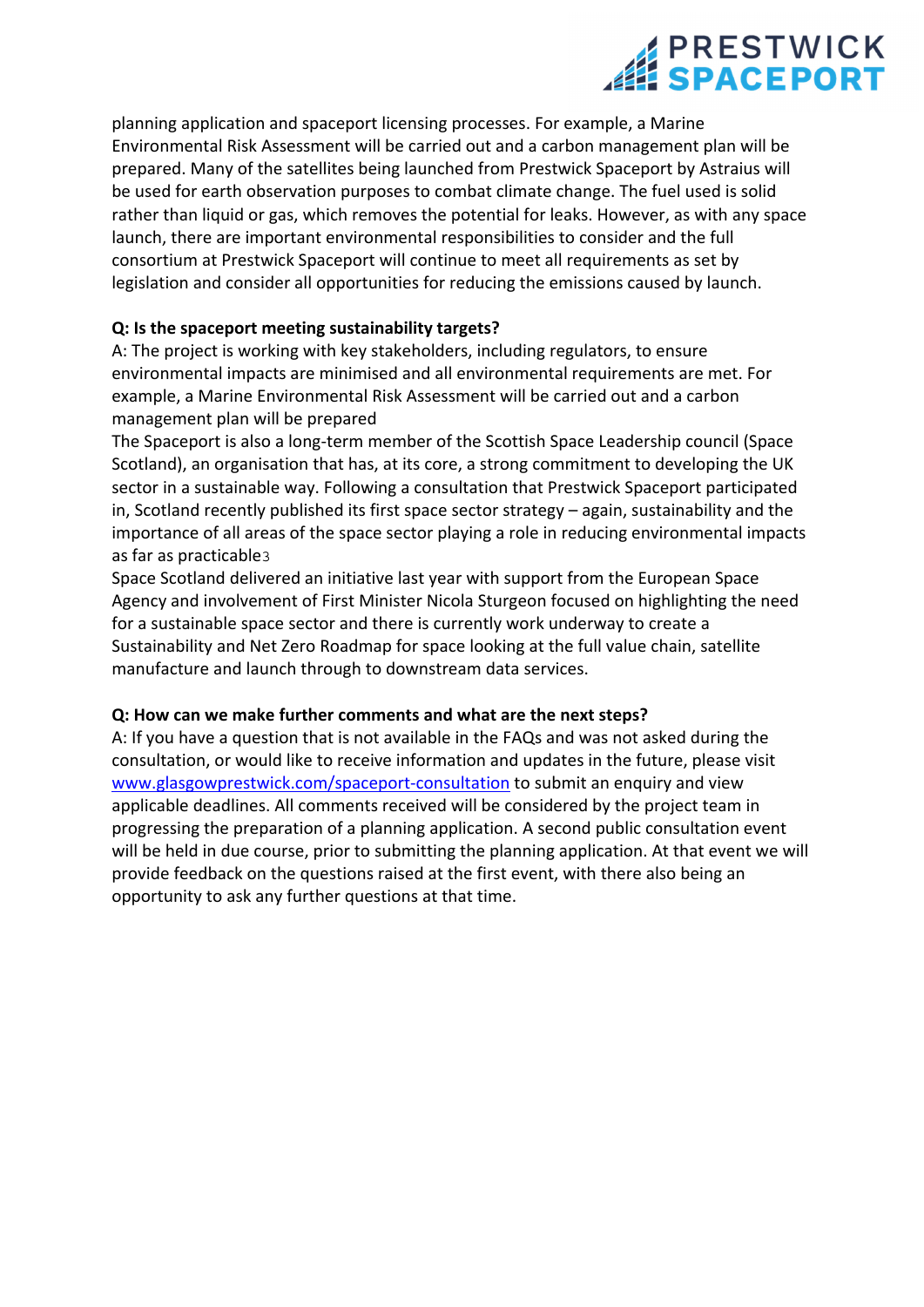planning application and spaceport licensing processes. For example, a Marine Environmental Risk Assessment will be carried out and a carbon management plan will be prepared. Many of the satellites being launched from Prestwick Spaceport by Astraius will be used for earth observation purposes to combat climate change. The fuel used is solid rather than liquid or gas, which removes the potential for leaks. However, as with any space launch, there are important environmental responsibilities to consider and the full consortium at Prestwick Spaceport will continue to meet all requirements as set by legislation and consider all opportunities for reducing the emissions caused by launch.

**Q: Is the spaceport meeting sustainability targets?**

A: The project is working with key stakeholders, including regulators, to ensure environmental impacts are minimised and all environmental requirements are met. For example, a Marine Environmental Risk Assessment will be carried out and a carbon management plan will be prepared

The Spaceport is also a long-term member of the Scottish Space Leadership council (Space Scotland), an organisation that has, at its core, a strong commitment to developing the UK sector in a sustainable way. Following a consultation that Prestwick Spaceport participated in, Scotland recently published its first space sector strategy – again, sustainability and the importance of all areas of the space sector playing a role in reducing environmental impacts as far as practicable[3]

Space Scotland delivered an initiative last year with support from the European Space Agency and involvement of First Minister Nicola Sturgeon focused on highlighting the need for a sustainable space sector and there is currently work underway to create a Sustainability and Net Zero Roadmap for space looking at the full value chain, satellite manufacture and launch through to downstream data services.

**Q: How can we make further comments and what are the next steps?**

A: If you have a question that is not available in the FAQs and was not asked during the consultation, or would like to receive information and updates in the future, please visit [www.glasgowprestwick.com/spaceport-consultation](http://www.glasgowprestwick.com/spaceport-consultation) to submit an enquiry and view applicable deadlines. All comments received will be considered by the project team in progressing the preparation of a planning application. A second public consultation event will be held in due course, prior to submitting the planning application. At that event we will provide feedback on the questions raised at the first event, with there also being an opportunity to ask any further questions at that time.